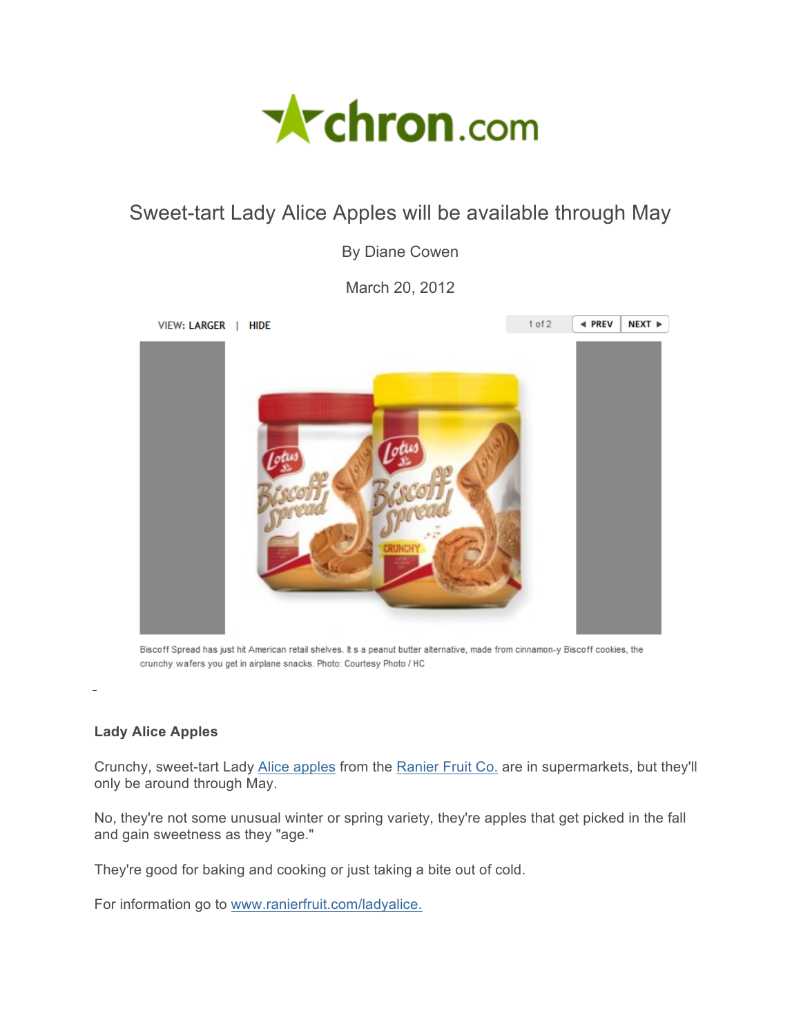# Sweet-tart Lady Alice Apples will be available through May

By Diane Cowen

March 20, 2012

Biscoff Spread has just hit American retail shelves. It s a peanut butter alternative, made from cinnamon-y Biscoff cookies, the crunchy wafers you get in airplane snacks. Photo: Courtesy Photo / HC

**Lady Alice Apples**

Crunchy, sweet-tart Lady Alice apples from the Ranier Fruit Co. are in supermarkets, but they'll only be around through May.

No, they're not some unusual winter or spring variety, they're apples that get picked in the fall and gain sweetness as they "age."

They're good for baking and cooking or just taking a bite out of cold.

For information go to www.ranierfruit.com/ladyalice.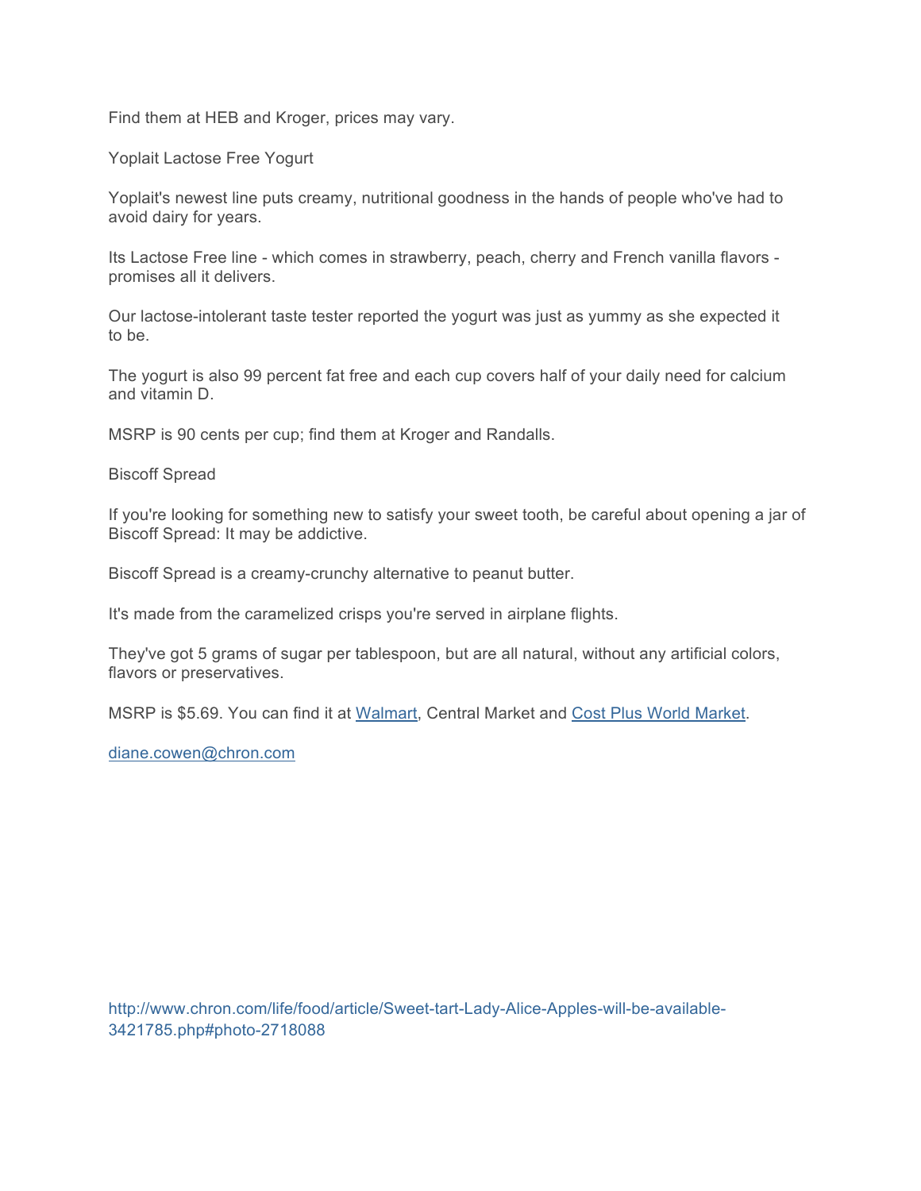Find them at HEB and Kroger, prices may vary.

## Yoplait Lactose Free Yogurt

Yoplait's newest line puts creamy, nutritional goodness in the hands of people who've had to avoid dairy for years.

Its Lactose Free line - which comes in strawberry, peach, cherry and French vanilla flavors - promises all it delivers.

Our lactose-intolerant taste tester reported the yogurt was just as yummy as she expected it to be.

The yogurt is also 99 percent fat free and each cup covers half of your daily need for calcium and vitamin D.

MSRP is 90 cents per cup; find them at Kroger and Randalls.

## Biscoff Spread

If you're looking for something new to satisfy your sweet tooth, be careful about opening a jar of Biscoff Spread: It may be addictive.

Biscoff Spread is a creamy-crunchy alternative to peanut butter.

It's made from the caramelized crisps you're served in airplane flights.

They've got 5 grams of sugar per tablespoon, but are all natural, without any artificial colors, flavors or preservatives.

MSRP is $5.69. You can find it at Walmart, Central Market and Cost Plus World Market.

diane.cowen@chron.com

http://www.chron.com/life/food/article/Sweet-tart-Lady-Alice-Apples-will-be-available-3421785.php#photo-2718088